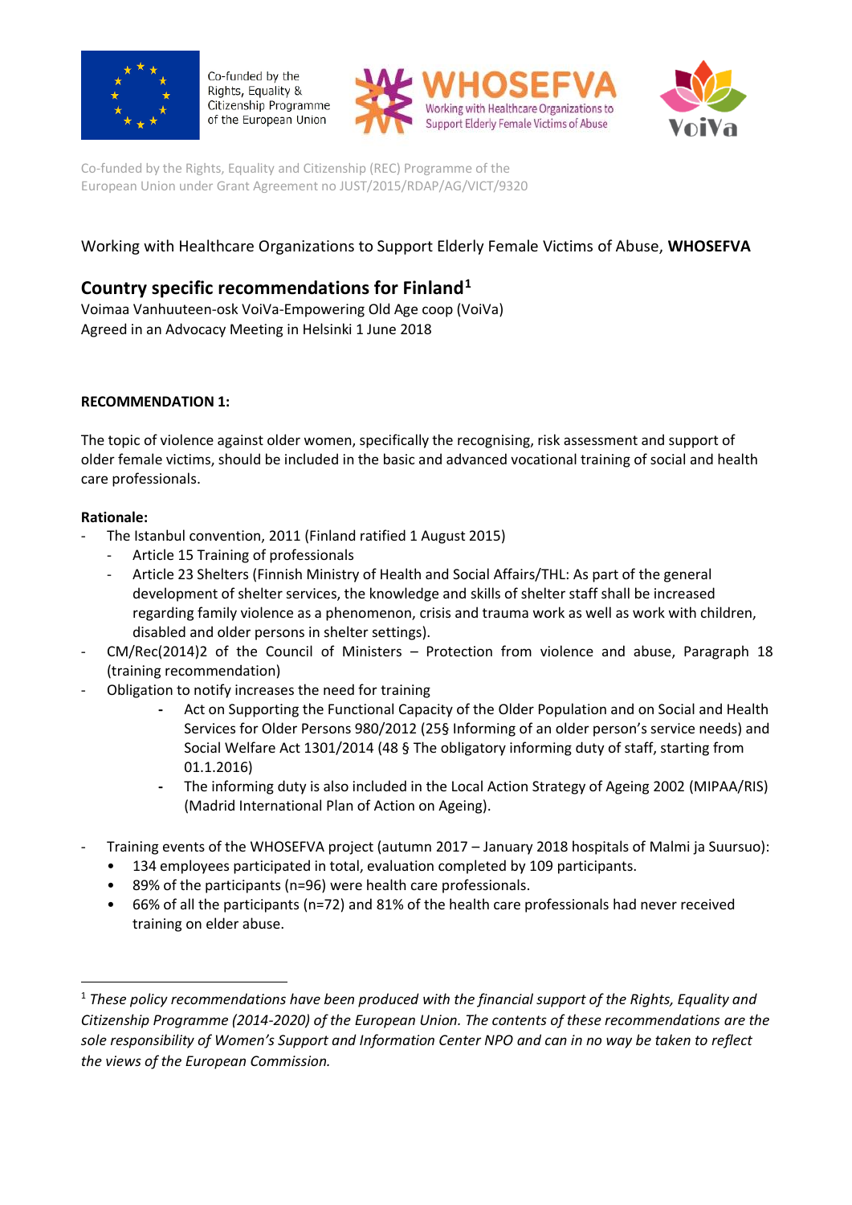Co-funded by the Rights, Equality & Citizenship Programme of the European Union

WHOSEFVA
Working with Healthcare Organizations to Support Elderly Female Victims of Abuse

VoiVa

Co-funded by the Rights, Equality and Citizenship (REC) Programme of the European Union under Grant Agreement no JUST/2015/RDAP/AG/VICT/9320

Working with Healthcare Organizations to Support Elderly Female Victims of Abuse, **WHOSEFVA**

## Country specific recommendations for Finland[1]

Voimaa Vanhuuteen-osk VoiVa-Empowering Old Age coop (VoiVa)
Agreed in an Advocacy Meeting in Helsinki 1 June 2018

**RECOMMENDATION 1:**

The topic of violence against older women, specifically the recognising, risk assessment and support of older female victims, should be included in the basic and advanced vocational training of social and health care professionals.

**Rationale:**

- The Istanbul convention, 2011 (Finland ratified 1 August 2015)
  - Article 15 Training of professionals
  - Article 23 Shelters (Finnish Ministry of Health and Social Affairs/THL: As part of the general development of shelter services, the knowledge and skills of shelter staff shall be increased regarding family violence as a phenomenon, crisis and trauma work as well as work with children, disabled and older persons in shelter settings).
- CM/Rec(2014)2 of the Council of Ministers – Protection from violence and abuse, Paragraph 18 (training recommendation)
- Obligation to notify increases the need for training
  - Act on Supporting the Functional Capacity of the Older Population and on Social and Health Services for Older Persons 980/2012 (25§ Informing of an older person's service needs) and Social Welfare Act 1301/2014 (48 § The obligatory informing duty of staff, starting from 01.1.2016)
  - The informing duty is also included in the Local Action Strategy of Ageing 2002 (MIPAA/RIS) (Madrid International Plan of Action on Ageing).

- Training events of the WHOSEFVA project (autumn 2017 – January 2018 hospitals of Malmi ja Suursuo):
  - 134 employees participated in total, evaluation completed by 109 participants.
  - 89% of the participants (n=96) were health care professionals.
  - 66% of all the participants (n=72) and 81% of the health care professionals had never received training on elder abuse.

---

[1] *These policy recommendations have been produced with the financial support of the Rights, Equality and Citizenship Programme (2014-2020) of the European Union. The contents of these recommendations are the sole responsibility of Women's Support and Information Center NPO and can in no way be taken to reflect the views of the European Commission.*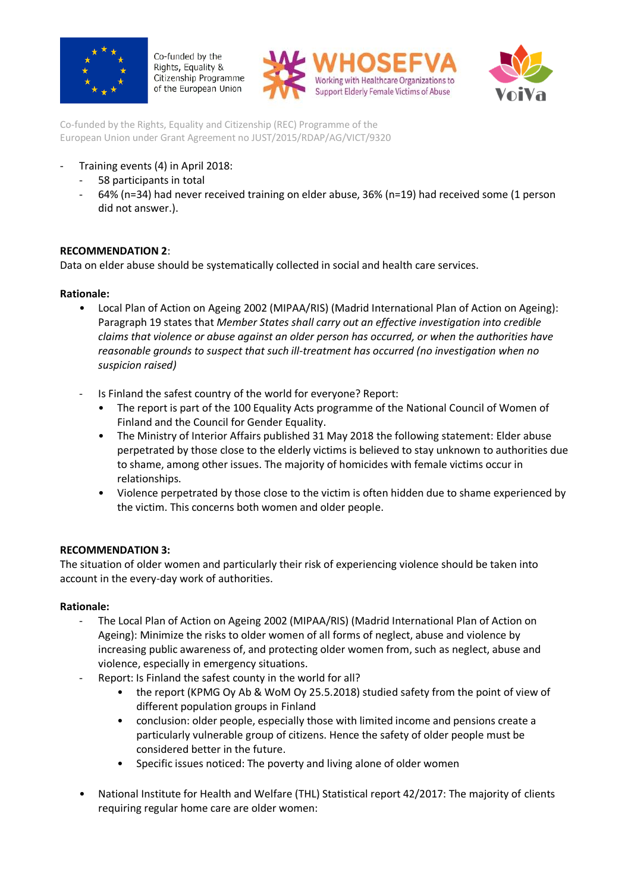- Training events (4) in April 2018:
  - 58 participants in total
  - 64% (n=34) had never received training on elder abuse, 36% (n=19) had received some (1 person did not answer.).

**RECOMMENDATION 2**:
Data on elder abuse should be systematically collected in social and health care services.

**Rationale:**

- Local Plan of Action on Ageing 2002 (MIPAA/RIS) (Madrid International Plan of Action on Ageing): Paragraph 19 states that *Member States shall carry out an effective investigation into credible claims that violence or abuse against an older person has occurred, or when the authorities have reasonable grounds to suspect that such ill-treatment has occurred (no investigation when no suspicion raised)*

- Is Finland the safest country of the world for everyone? Report:
  - The report is part of the 100 Equality Acts programme of the National Council of Women of Finland and the Council for Gender Equality.
  - The Ministry of Interior Affairs published 31 May 2018 the following statement: Elder abuse perpetrated by those close to the elderly victims is believed to stay unknown to authorities due to shame, among other issues. The majority of homicides with female victims occur in relationships.
  - Violence perpetrated by those close to the victim is often hidden due to shame experienced by the victim. This concerns both women and older people.

**RECOMMENDATION 3:**
The situation of older women and particularly their risk of experiencing violence should be taken into account in the every-day work of authorities.

**Rationale:**

- The Local Plan of Action on Ageing 2002 (MIPAA/RIS) (Madrid International Plan of Action on Ageing): Minimize the risks to older women of all forms of neglect, abuse and violence by increasing public awareness of, and protecting older women from, such as neglect, abuse and violence, especially in emergency situations.
- Report: Is Finland the safest county in the world for all?
  - the report (KPMG Oy Ab & WoM Oy 25.5.2018) studied safety from the point of view of different population groups in Finland
  - conclusion: older people, especially those with limited income and pensions create a particularly vulnerable group of citizens. Hence the safety of older people must be considered better in the future.
  - Specific issues noticed: The poverty and living alone of older women

- National Institute for Health and Welfare (THL) Statistical report 42/2017: The majority of clients requiring regular home care are older women: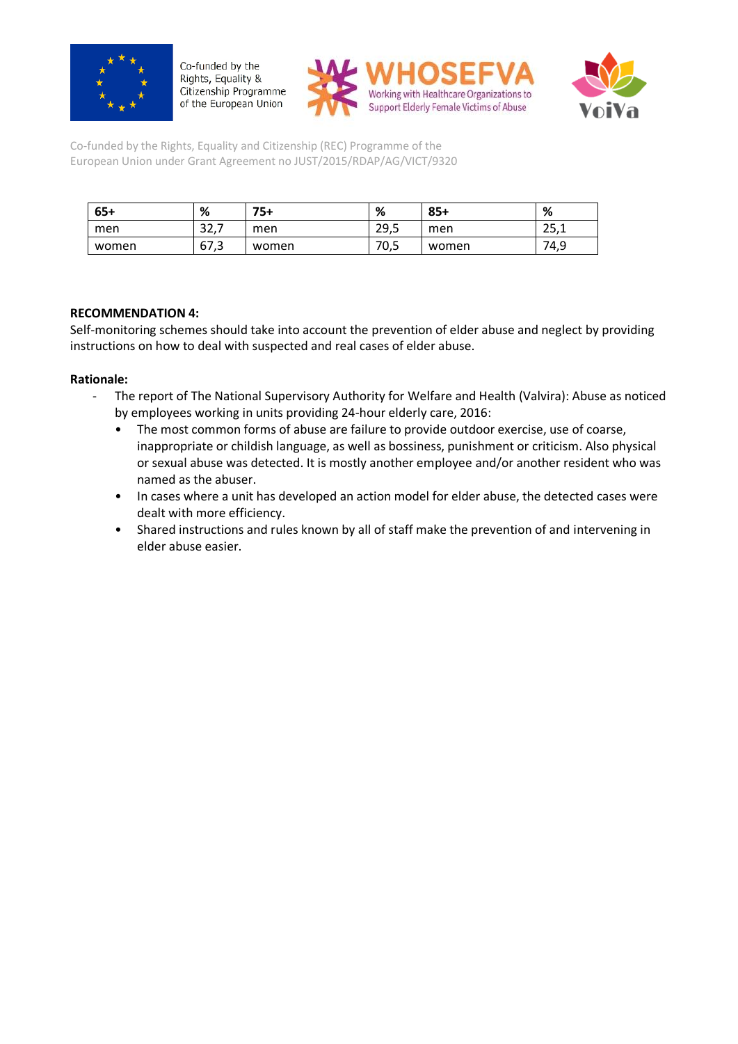| 65+ | % | 75+ | % | 85+ | % |
|---|---|---|---|---|---|
| men | 32,7 | men | 29,5 | men | 25,1 |
| women | 67,3 | women | 70,5 | women | 74,9 |

**RECOMMENDATION 4:**

Self-monitoring schemes should take into account the prevention of elder abuse and neglect by providing instructions on how to deal with suspected and real cases of elder abuse.

**Rationale:**

- The report of The National Supervisory Authority for Welfare and Health (Valvira): Abuse as noticed by employees working in units providing 24-hour elderly care, 2016:
  - The most common forms of abuse are failure to provide outdoor exercise, use of coarse, inappropriate or childish language, as well as bossiness, punishment or criticism. Also physical or sexual abuse was detected. It is mostly another employee and/or another resident who was named as the abuser.
  - In cases where a unit has developed an action model for elder abuse, the detected cases were dealt with more efficiency.
  - Shared instructions and rules known by all of staff make the prevention of and intervening in elder abuse easier.